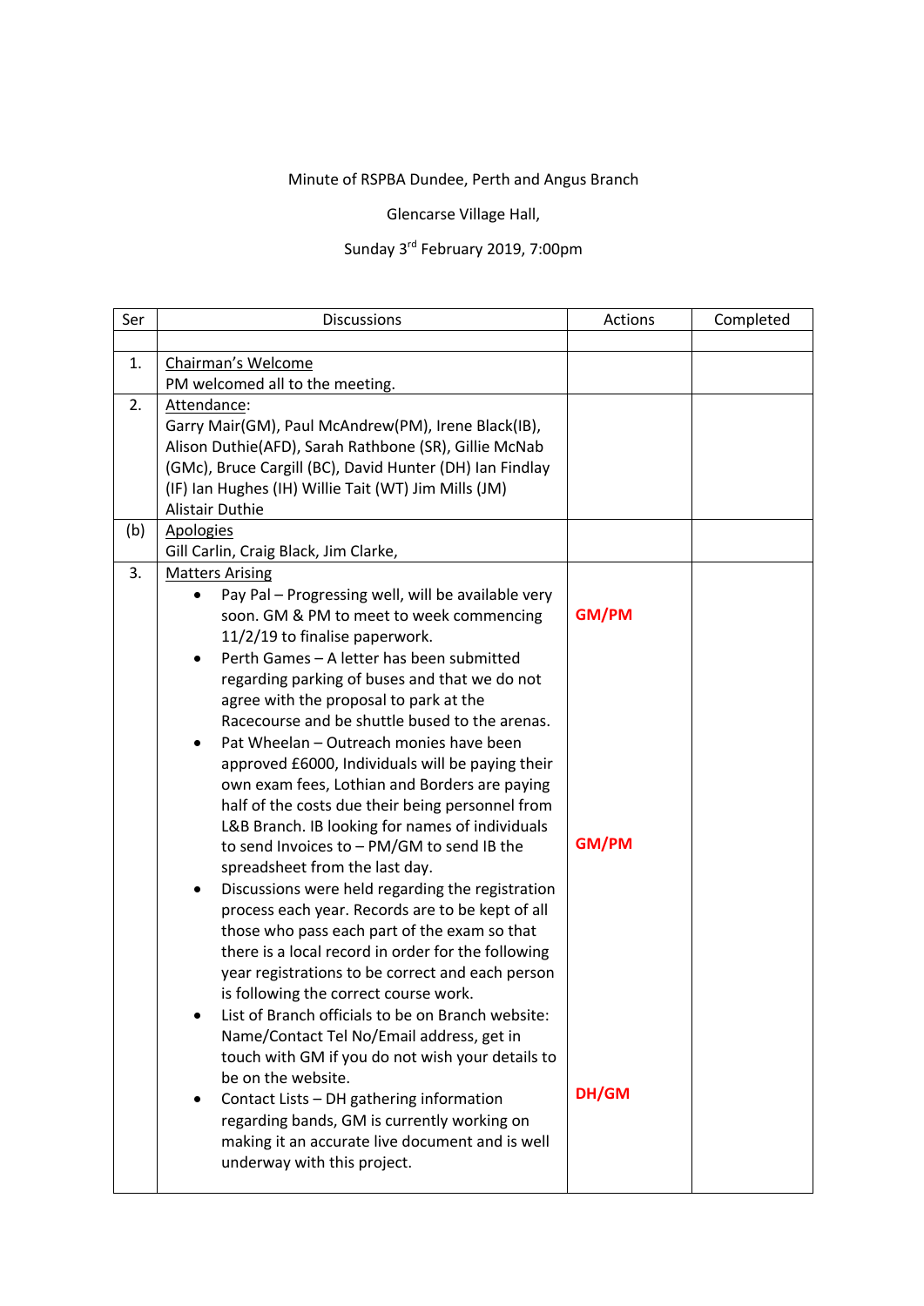Minute of RSPBA Dundee, Perth and Angus Branch

Glencarse Village Hall,

Sunday 3rd February 2019, 7:00pm

| Ser | Discussions | Actions | Completed |
|---|---|---|---|
| | | | |
| 1. | Chairman's Welcome<br>PM welcomed all to the meeting. | | |
| 2. | Attendance:<br>Garry Mair(GM), Paul McAndrew(PM), Irene Black(IB), Alison Duthie(AFD), Sarah Rathbone (SR), Gillie McNab (GMc), Bruce Cargill (BC), David Hunter (DH) Ian Findlay (IF) Ian Hughes (IH) Willie Tait (WT) Jim Mills (JM) Alistair Duthie | | |
| (b) | Apologies<br>Gill Carlin, Craig Black, Jim Clarke, | | |
| 3. | Matters Arising<br>• Pay Pal – Progressing well, will be available very soon. GM & PM to meet to week commencing 11/2/19 to finalise paperwork.<br>• Perth Games – A letter has been submitted regarding parking of buses and that we do not agree with the proposal to park at the Racecourse and be shuttle bused to the arenas.<br>• Pat Wheelan – Outreach monies have been approved £6000, Individuals will be paying their own exam fees, Lothian and Borders are paying half of the costs due their being personnel from L&B Branch. IB looking for names of individuals to send Invoices to – PM/GM to send IB the spreadsheet from the last day.<br>• Discussions were held regarding the registration process each year. Records are to be kept of all those who pass each part of the exam so that there is a local record in order for the following year registrations to be correct and each person is following the correct course work.<br>• List of Branch officials to be on Branch website: Name/Contact Tel No/Email address, get in touch with GM if you do not wish your details to be on the website.<br>• Contact Lists – DH gathering information regarding bands, GM is currently working on making it an accurate live document and is well underway with this project. | **GM/PM**<br><br>**GM/PM**<br><br>**DH/GM** | |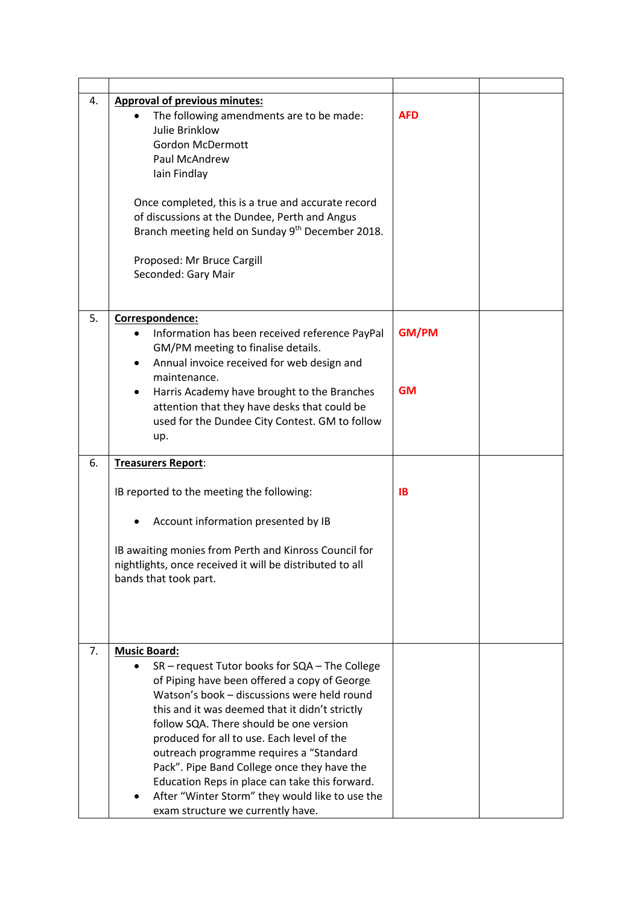| | | | |
|---|---|---|---|
| 4. | **Approval of previous minutes:**<br>• The following amendments are to be made:<br>Julie Brinklow<br>Gordon McDermott<br>Paul McAndrew<br>Iain Findlay<br><br>Once completed, this is a true and accurate record of discussions at the Dundee, Perth and Angus Branch meeting held on Sunday 9th December 2018.<br><br>Proposed: Mr Bruce Cargill<br>Seconded: Gary Mair | **AFD** | |
| 5. | **Correspondence:**<br>• Information has been received reference PayPal GM/PM meeting to finalise details.<br>• Annual invoice received for web design and maintenance.<br>• Harris Academy have brought to the Branches attention that they have desks that could be used for the Dundee City Contest. GM to follow up. | **GM/PM**<br><br>**GM** | |
| 6. | **Treasurers Report**:<br><br>IB reported to the meeting the following:<br><br>• Account information presented by IB<br><br>IB awaiting monies from Perth and Kinross Council for nightlights, once received it will be distributed to all bands that took part. | **IB** | |
| 7. | **Music Board:**<br>• SR – request Tutor books for SQA – The College of Piping have been offered a copy of George Watson's book – discussions were held round this and it was deemed that it didn't strictly follow SQA. There should be one version produced for all to use. Each level of the outreach programme requires a "Standard Pack". Pipe Band College once they have the Education Reps in place can take this forward.<br>• After "Winter Storm" they would like to use the exam structure we currently have. | | |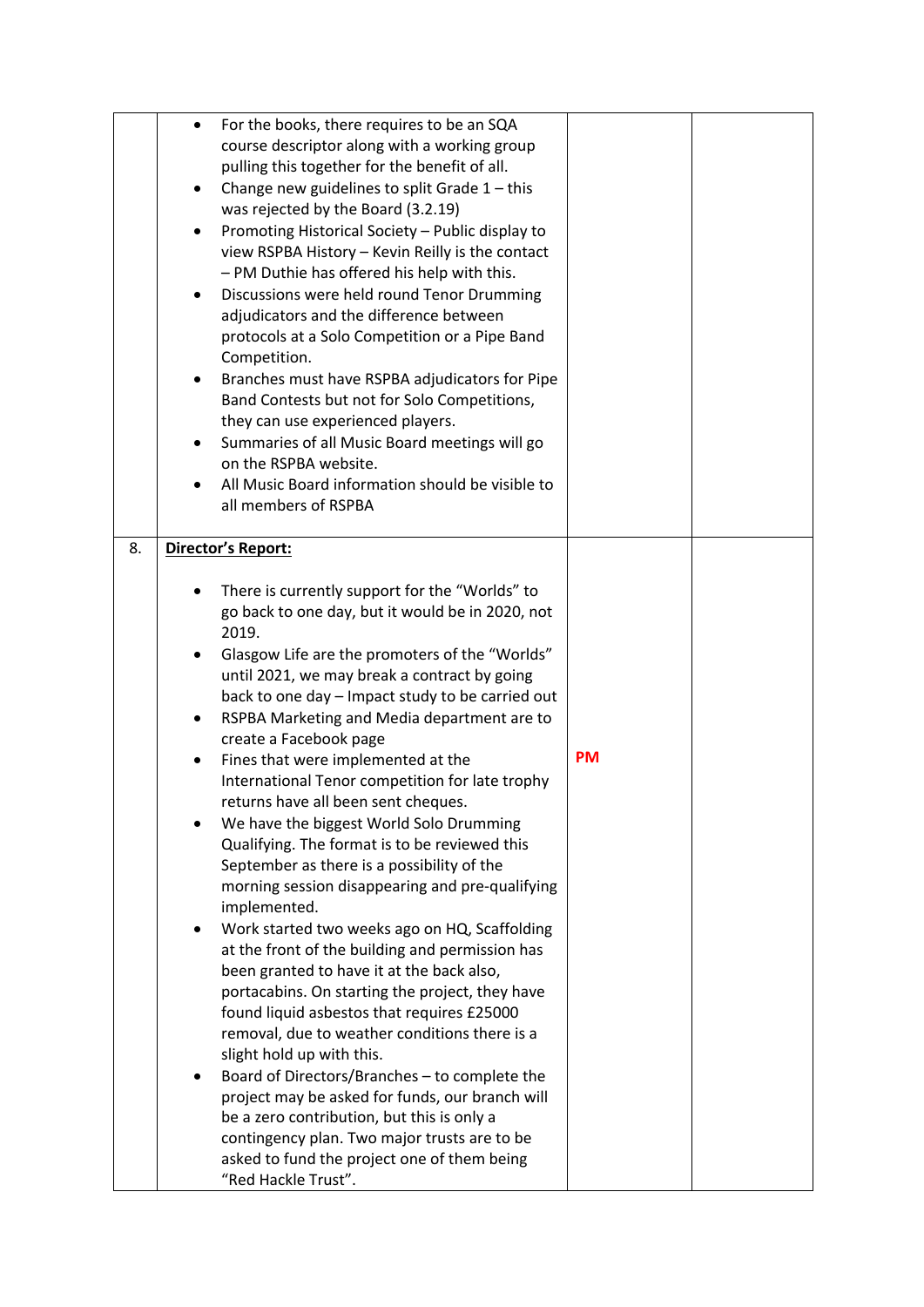| | | | |
|---|---|---|---|
| | <ul><li>For the books, there requires to be an SQA course descriptor along with a working group pulling this together for the benefit of all.</li><li>Change new guidelines to split Grade 1 – this was rejected by the Board (3.2.19)</li><li>Promoting Historical Society – Public display to view RSPBA History – Kevin Reilly is the contact – PM Duthie has offered his help with this.</li><li>Discussions were held round Tenor Drumming adjudicators and the difference between protocols at a Solo Competition or a Pipe Band Competition.</li><li>Branches must have RSPBA adjudicators for Pipe Band Contests but not for Solo Competitions, they can use experienced players.</li><li>Summaries of all Music Board meetings will go on the RSPBA website.</li><li>All Music Board information should be visible to all members of RSPBA</li></ul> | | |
| 8. | **<u>Director's Report:</u>**<br><ul><li>There is currently support for the "Worlds" to go back to one day, but it would be in 2020, not 2019.</li><li>Glasgow Life are the promoters of the "Worlds" until 2021, we may break a contract by going back to one day – Impact study to be carried out</li><li>RSPBA Marketing and Media department are to create a Facebook page</li><li>Fines that were implemented at the International Tenor competition for late trophy returns have all been sent cheques.</li><li>We have the biggest World Solo Drumming Qualifying. The format is to be reviewed this September as there is a possibility of the morning session disappearing and pre-qualifying implemented.</li><li>Work started two weeks ago on HQ, Scaffolding at the front of the building and permission has been granted to have it at the back also, portacabins. On starting the project, they have found liquid asbestos that requires £25000 removal, due to weather conditions there is a slight hold up with this.</li><li>Board of Directors/Branches – to complete the project may be asked for funds, our branch will be a zero contribution, but this is only a contingency plan. Two major trusts are to be asked to fund the project one of them being "Red Hackle Trust".</li></ul> | **PM** | |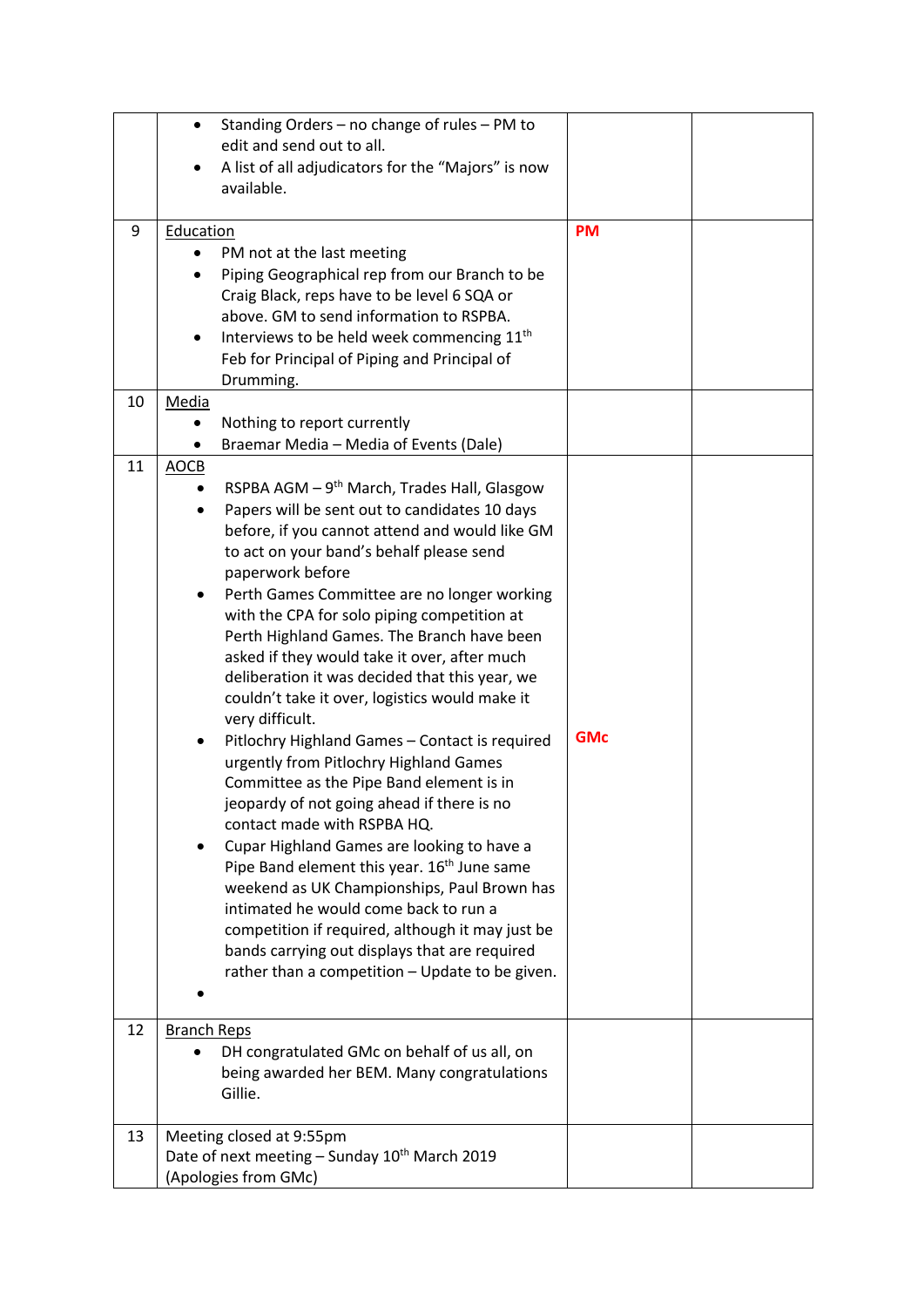| | | | |
|---|---|---|---|
| | • Standing Orders – no change of rules – PM to edit and send out to all.<br>• A list of all adjudicators for the "Majors" is now available. | | |
| 9 | Education<br>• PM not at the last meeting<br>• Piping Geographical rep from our Branch to be Craig Black, reps have to be level 6 SQA or above. GM to send information to RSPBA.<br>• Interviews to be held week commencing 11th Feb for Principal of Piping and Principal of Drumming. | **PM** | |
| 10 | Media<br>• Nothing to report currently<br>• Braemar Media – Media of Events (Dale) | | |
| 11 | AOCB<br>• RSPBA AGM – 9th March, Trades Hall, Glasgow<br>• Papers will be sent out to candidates 10 days before, if you cannot attend and would like GM to act on your band's behalf please send paperwork before<br>• Perth Games Committee are no longer working with the CPA for solo piping competition at Perth Highland Games. The Branch have been asked if they would take it over, after much deliberation it was decided that this year, we couldn't take it over, logistics would make it very difficult.<br>• Pitlochry Highland Games – Contact is required urgently from Pitlochry Highland Games Committee as the Pipe Band element is in jeopardy of not going ahead if there is no contact made with RSPBA HQ.<br>• Cupar Highland Games are looking to have a Pipe Band element this year. 16th June same weekend as UK Championships, Paul Brown has intimated he would come back to run a competition if required, although it may just be bands carrying out displays that are required rather than a competition – Update to be given.<br>• | **GMc** | |
| 12 | Branch Reps<br>• DH congratulated GMc on behalf of us all, on being awarded her BEM. Many congratulations Gillie. | | |
| 13 | Meeting closed at 9:55pm<br>Date of next meeting – Sunday 10th March 2019<br>(Apologies from GMc) | | |